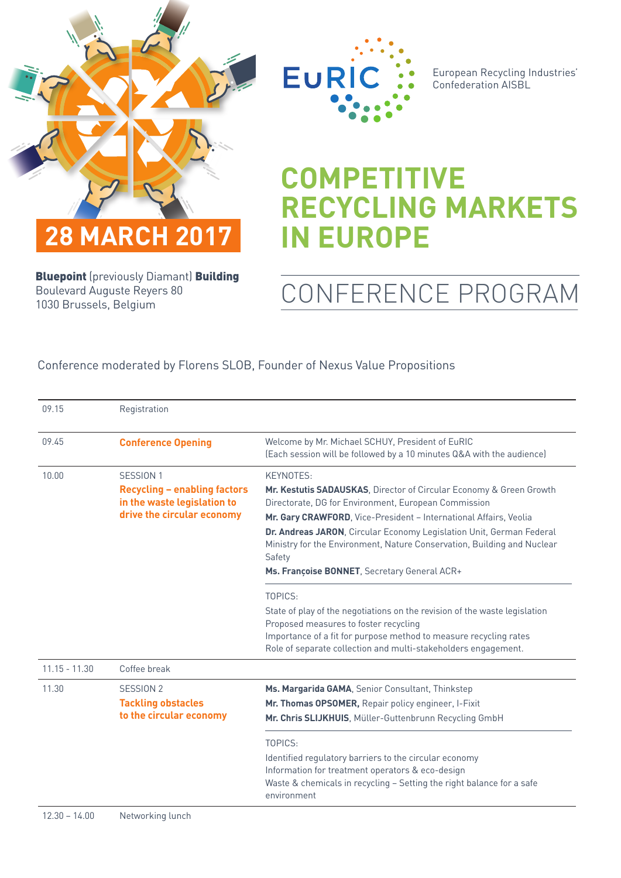**28 MARCH 2017**

**Bluepoint** (previously Diamant) **Building**
Boulevard Auguste Reyers 80
1030 Brussels, Belgium

EuRIC

European Recycling Industries' Confederation AISBL

# COMPETITIVE RECYCLING MARKETS IN EUROPE

## CONFERENCE PROGRAM

Conference moderated by Florens SLOB, Founder of Nexus Value Propositions

| | | |
|---|---|---|
| 09.15 | Registration | |
| 09.45 | **Conference Opening** | Welcome by Mr. Michael SCHUY, President of EuRIC<br>(Each session will be followed by a 10 minutes Q&A with the audience) |
| 10.00 | SESSION 1<br>**Recycling – enabling factors in the waste legislation to drive the circular economy** | KEYNOTES:<br>**Mr. Kestutis SADAUSKAS**, Director of Circular Economy & Green Growth Directorate, DG for Environment, European Commission<br>**Mr. Gary CRAWFORD**, Vice-President – International Affairs, Veolia<br>**Dr. Andreas JARON**, Circular Economy Legislation Unit, German Federal Ministry for the Environment, Nature Conservation, Building and Nuclear Safety<br>**Ms. Françoise BONNET**, Secretary General ACR+<br><br>TOPICS:<br>State of play of the negotiations on the revision of the waste legislation<br>Proposed measures to foster recycling<br>Importance of a fit for purpose method to measure recycling rates<br>Role of separate collection and multi-stakeholders engagement. |
| 11.15 - 11.30 | Coffee break | |
| 11.30 | SESSION 2<br>**Tackling obstacles to the circular economy** | **Ms. Margarida GAMA**, Senior Consultant, Thinkstep<br>**Mr. Thomas OPSOMER,** Repair policy engineer, I-Fixit<br>**Mr. Chris SLIJKHUIS**, Müller-Guttenbrunn Recycling GmbH<br><br>TOPICS:<br>Identified regulatory barriers to the circular economy<br>Information for treatment operators & eco-design<br>Waste & chemicals in recycling – Setting the right balance for a safe environment |
| 12.30 – 14.00 | Networking lunch | |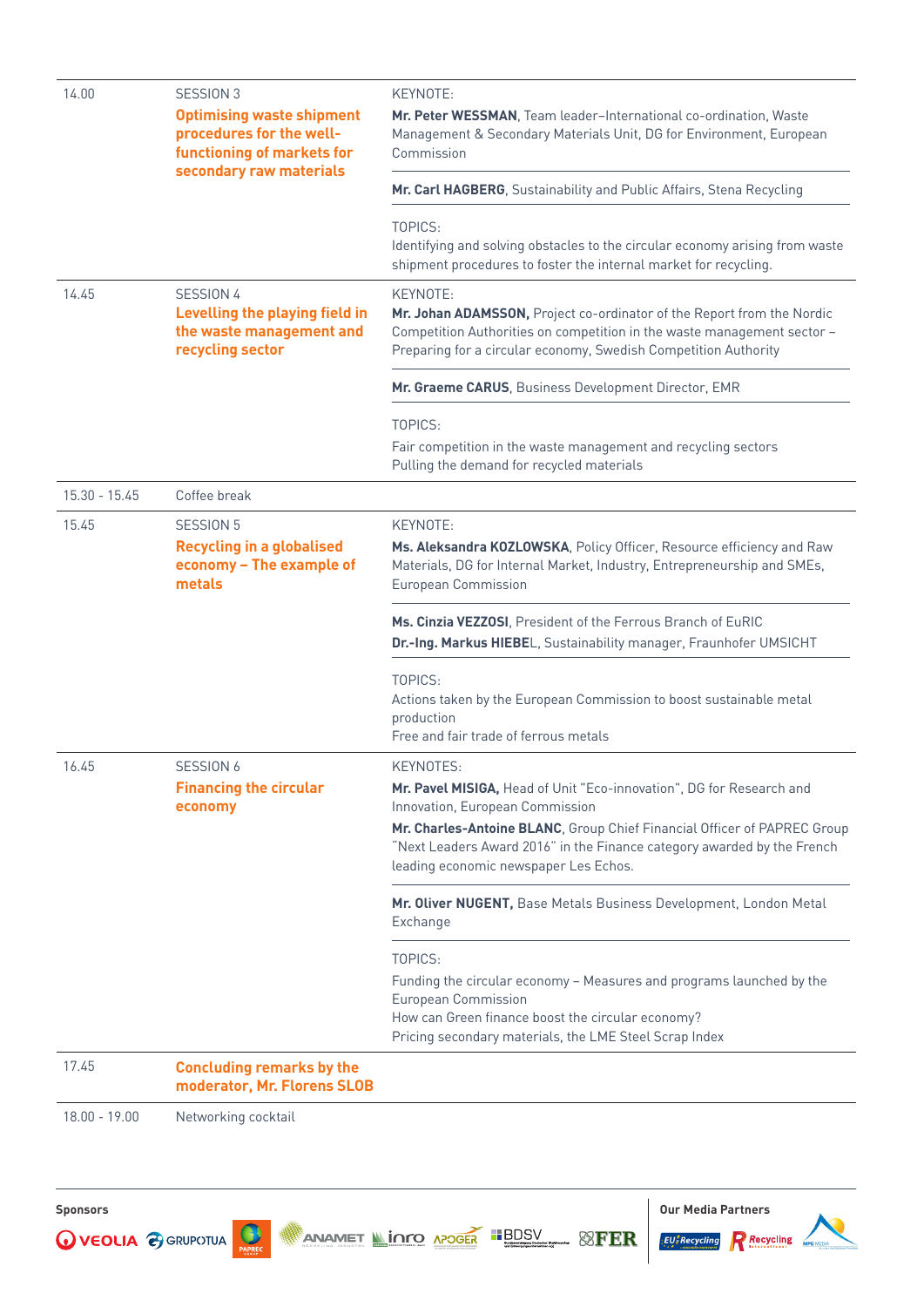| | | |
|---|---|---|
| 14.00 | SESSION 3<br>**Optimising waste shipment procedures for the well-functioning of markets for secondary raw materials** | KEYNOTE:<br>**Mr. Peter WESSMAN**, Team leader–International co-ordination, Waste Management & Secondary Materials Unit, DG for Environment, European Commission<br><br>**Mr. Carl HAGBERG**, Sustainability and Public Affairs, Stena Recycling<br><br>TOPICS:<br>Identifying and solving obstacles to the circular economy arising from waste shipment procedures to foster the internal market for recycling. |
| 14.45 | SESSION 4<br>**Levelling the playing field in the waste management and recycling sector** | KEYNOTE:<br>**Mr. Johan ADAMSSON,** Project co-ordinator of the Report from the Nordic Competition Authorities on competition in the waste management sector – Preparing for a circular economy, Swedish Competition Authority<br><br>**Mr. Graeme CARUS**, Business Development Director, EMR<br><br>TOPICS:<br>Fair competition in the waste management and recycling sectors<br>Pulling the demand for recycled materials |
| 15.30 - 15.45 | Coffee break | |
| 15.45 | SESSION 5<br>**Recycling in a globalised economy – The example of metals** | KEYNOTE:<br>**Ms. Aleksandra KOZLOWSKA**, Policy Officer, Resource efficiency and Raw Materials, DG for Internal Market, Industry, Entrepreneurship and SMEs, European Commission<br><br>**Ms. Cinzia VEZZOSI**, President of the Ferrous Branch of EuRIC<br>**Dr.-Ing. Markus HIEBE**L, Sustainability manager, Fraunhofer UMSICHT<br><br>TOPICS:<br>Actions taken by the European Commission to boost sustainable metal production<br>Free and fair trade of ferrous metals |
| 16.45 | SESSION 6<br>**Financing the circular economy** | KEYNOTES:<br>**Mr. Pavel MISIGA,** Head of Unit "Eco-innovation", DG for Research and Innovation, European Commission<br>**Mr. Charles-Antoine BLANC**, Group Chief Financial Officer of PAPREC Group "Next Leaders Award 2016" in the Finance category awarded by the French leading economic newspaper Les Echos.<br><br>**Mr. Oliver NUGENT,** Base Metals Business Development, London Metal Exchange<br><br>TOPICS:<br>Funding the circular economy – Measures and programs launched by the European Commission<br>How can Green finance boost the circular economy?<br>Pricing secondary materials, the LME Steel Scrap Index |
| 17.45 | **Concluding remarks by the moderator, Mr. Florens SLOB** | |
| 18.00 - 19.00 | Networking cocktail | |

**Sponsors**

VEOLIA GRUPOTUA PAPREC GROUP ANAMET inro APOGER BDSV FER

**Our Media Partners**

EU Recycling Recycling International MPE MEDIA